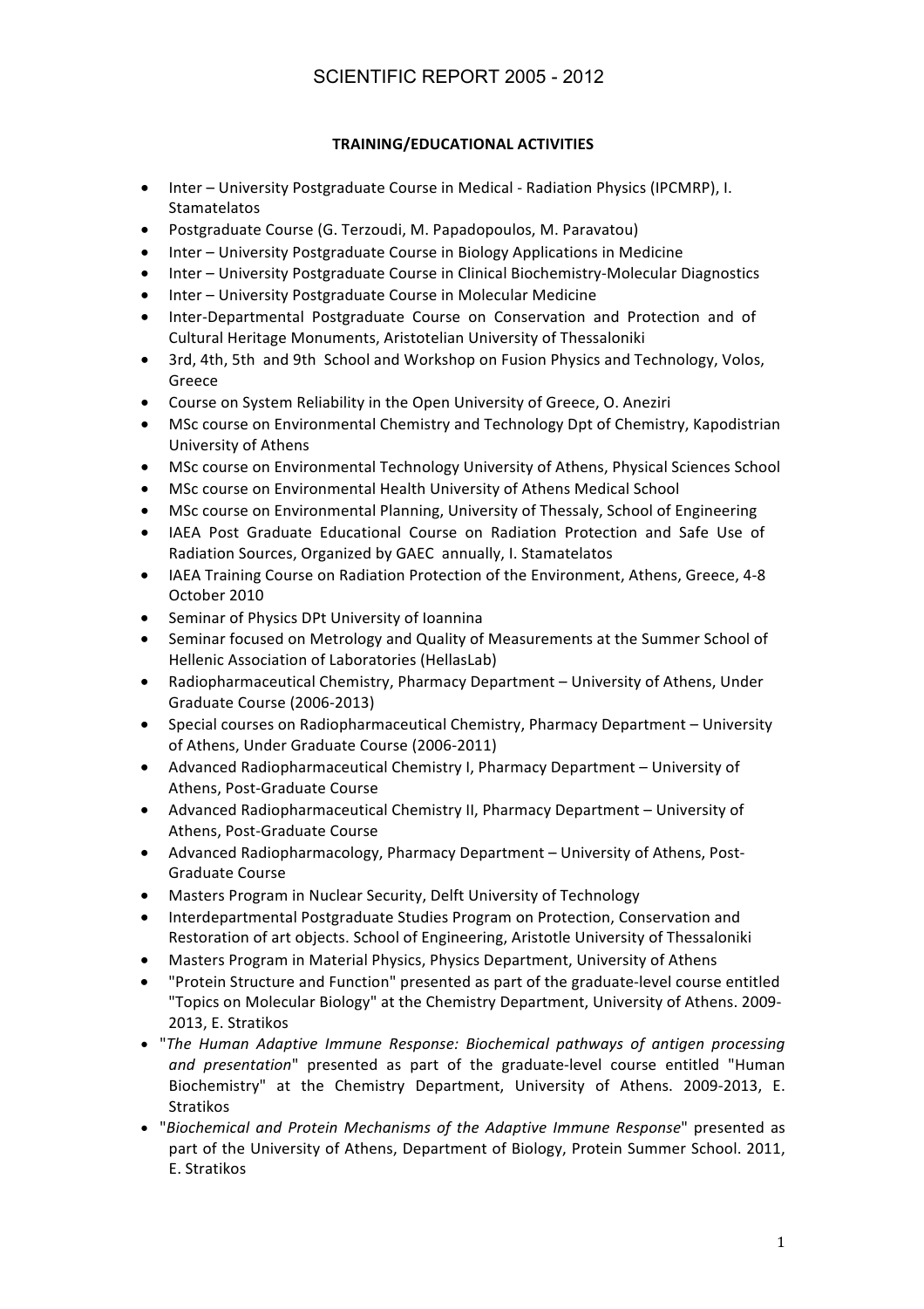# SCIENTIFIC REPORT 2005 - 2012

## TRAINING/EDUCATIONAL ACTIVITIES

- Inter – University Postgraduate Course in Medical - Radiation Physics (IPCMRP), I. Stamatelatos
- Postgraduate Course (G. Terzoudi, M. Papadopoulos, M. Paravatou)
- Inter – University Postgraduate Course in Biology Applications in Medicine
- Inter – University Postgraduate Course in Clinical Biochemistry-Molecular Diagnostics
- Inter – University Postgraduate Course in Molecular Medicine
- Inter-Departmental Postgraduate Course on Conservation and Protection and of Cultural Heritage Monuments, Aristotelian University of Thessaloniki
- 3rd, 4th, 5th and 9th School and Workshop on Fusion Physics and Technology, Volos, Greece
- Course on System Reliability in the Open University of Greece, O. Aneziri
- MSc course on Environmental Chemistry and Technology Dpt of Chemistry, Kapodistrian University of Athens
- MSc course on Environmental Technology University of Athens, Physical Sciences School
- MSc course on Environmental Health University of Athens Medical School
- MSc course on Environmental Planning, University of Thessaly, School of Engineering
- IAEA Post Graduate Educational Course on Radiation Protection and Safe Use of Radiation Sources, Organized by GAEC annually, I. Stamatelatos
- IAEA Training Course on Radiation Protection of the Environment, Athens, Greece, 4-8 October 2010
- Seminar of Physics DPt University of Ioannina
- Seminar focused on Metrology and Quality of Measurements at the Summer School of Hellenic Association of Laboratories (HellasLab)
- Radiopharmaceutical Chemistry, Pharmacy Department – University of Athens, Under Graduate Course (2006-2013)
- Special courses on Radiopharmaceutical Chemistry, Pharmacy Department – University of Athens, Under Graduate Course (2006-2011)
- Advanced Radiopharmaceutical Chemistry I, Pharmacy Department – University of Athens, Post-Graduate Course
- Advanced Radiopharmaceutical Chemistry II, Pharmacy Department – University of Athens, Post-Graduate Course
- Advanced Radiopharmacology, Pharmacy Department – University of Athens, Post-Graduate Course
- Masters Program in Nuclear Security, Delft University of Technology
- Interdepartmental Postgraduate Studies Program on Protection, Conservation and Restoration of art objects. School of Engineering, Aristotle University of Thessaloniki
- Masters Program in Material Physics, Physics Department, University of Athens
- "Protein Structure and Function" presented as part of the graduate-level course entitled "Topics on Molecular Biology" at the Chemistry Department, University of Athens. 2009-2013, E. Stratikos
- "*The Human Adaptive Immune Response: Biochemical pathways of antigen processing and presentation*" presented as part of the graduate-level course entitled "Human Biochemistry" at the Chemistry Department, University of Athens. 2009-2013, E. Stratikos
- "*Biochemical and Protein Mechanisms of the Adaptive Immune Response*" presented as part of the University of Athens, Department of Biology, Protein Summer School. 2011, E. Stratikos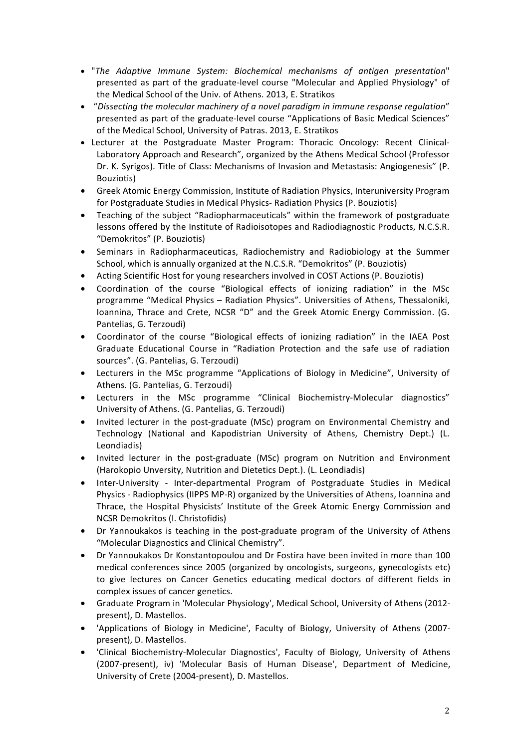- "*The Adaptive Immune System: Biochemical mechanisms of antigen presentation*" presented as part of the graduate-level course "Molecular and Applied Physiology" of the Medical School of the Univ. of Athens. 2013, E. Stratikos
- "*Dissecting the molecular machinery of a novel paradigm in immune response regulation*" presented as part of the graduate-level course "Applications of Basic Medical Sciences" of the Medical School, University of Patras. 2013, E. Stratikos
- Lecturer at the Postgraduate Master Program: Thoracic Oncology: Recent Clinical-Laboratory Approach and Research", organized by the Athens Medical School (Professor Dr. K. Syrigos). Title of Class: Mechanisms of Invasion and Metastasis: Angiogenesis" (P. Bouziotis)
- Greek Atomic Energy Commission, Institute of Radiation Physics, Interuniversity Program for Postgraduate Studies in Medical Physics- Radiation Physics (P. Bouziotis)
- Teaching of the subject "Radiopharmaceuticals" within the framework of postgraduate lessons offered by the Institute of Radioisotopes and Radiodiagnostic Products, N.C.S.R. "Demokritos" (P. Bouziotis)
- Seminars in Radiopharmaceuticas, Radiochemistry and Radiobiology at the Summer School, which is annually organized at the N.C.S.R. "Demokritos" (P. Bouziotis)
- Acting Scientific Host for young researchers involved in COST Actions (P. Bouziotis)
- Coordination of the course "Biological effects of ionizing radiation" in the MSc programme "Medical Physics – Radiation Physics". Universities of Athens, Thessaloniki, Ioannina, Thrace and Crete, NCSR "D" and the Greek Atomic Energy Commission. (G. Pantelias, G. Terzoudi)
- Coordinator of the course "Biological effects of ionizing radiation" in the IAEA Post Graduate Educational Course in "Radiation Protection and the safe use of radiation sources". (G. Pantelias, G. Terzoudi)
- Lecturers in the MSc programme "Applications of Biology in Medicine", University of Athens. (G. Pantelias, G. Terzoudi)
- Lecturers in the MSc programme "Clinical Biochemistry-Molecular diagnostics" University of Athens. (G. Pantelias, G. Terzoudi)
- Invited lecturer in the post-graduate (MSc) program on Environmental Chemistry and Technology (National and Kapodistrian University of Athens, Chemistry Dept.) (L. Leondiadis)
- Invited lecturer in the post-graduate (MSc) program on Nutrition and Environment (Harokopio Unversity, Nutrition and Dietetics Dept.). (L. Leondiadis)
- Inter-University - Inter-departmental Program of Postgraduate Studies in Medical Physics - Radiophysics (IIPPS MP-R) organized by the Universities of Athens, Ioannina and Thrace, the Hospital Physicists' Institute of the Greek Atomic Energy Commission and NCSR Demokritos (I. Christofidis)
- Dr Yannoukakos is teaching in the post-graduate program of the University of Athens "Molecular Diagnostics and Clinical Chemistry".
- Dr Yannoukakos Dr Konstantopoulou and Dr Fostira have been invited in more than 100 medical conferences since 2005 (organized by oncologists, surgeons, gynecologists etc) to give lectures on Cancer Genetics educating medical doctors of different fields in complex issues of cancer genetics.
- Graduate Program in 'Molecular Physiology', Medical School, University of Athens (2012-present), D. Mastellos.
- 'Applications of Biology in Medicine', Faculty of Biology, University of Athens (2007-present), D. Mastellos.
- 'Clinical Biochemistry-Molecular Diagnostics', Faculty of Biology, University of Athens (2007-present), iv) 'Molecular Basis of Human Disease', Department of Medicine, University of Crete (2004-present), D. Mastellos.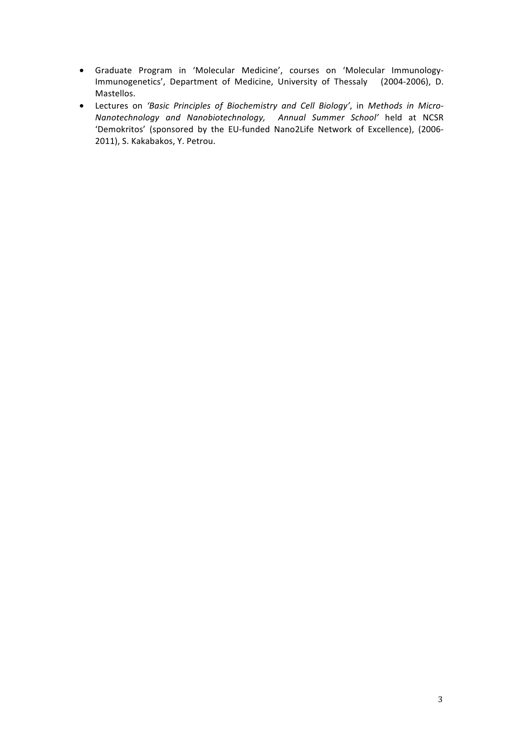- Graduate Program in 'Molecular Medicine', courses on 'Molecular Immunology-Immunogenetics', Department of Medicine, University of Thessaly (2004-2006), D. Mastellos.
- Lectures on *'Basic Principles of Biochemistry and Cell Biology'*, in *Methods in Micro-Nanotechnology and Nanobiotechnology, Annual Summer School'* held at NCSR 'Demokritos' (sponsored by the EU-funded Nano2Life Network of Excellence), (2006-2011), S. Kakabakos, Y. Petrou.